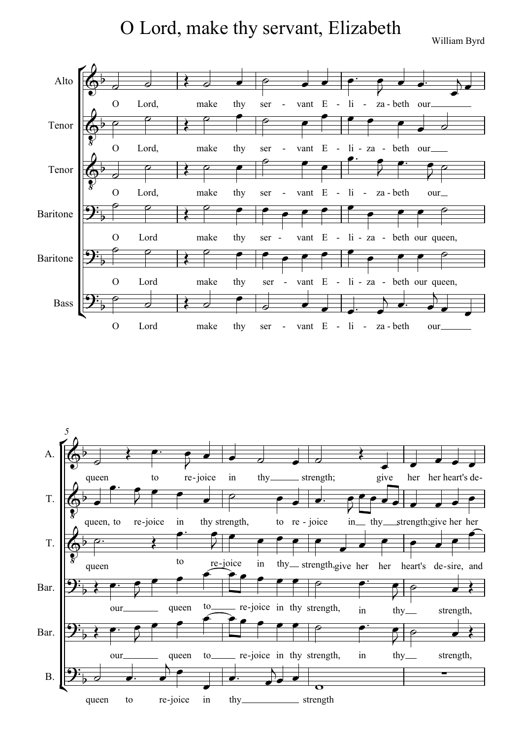# O Lord, make thy servant, Elizabeth

William Byrd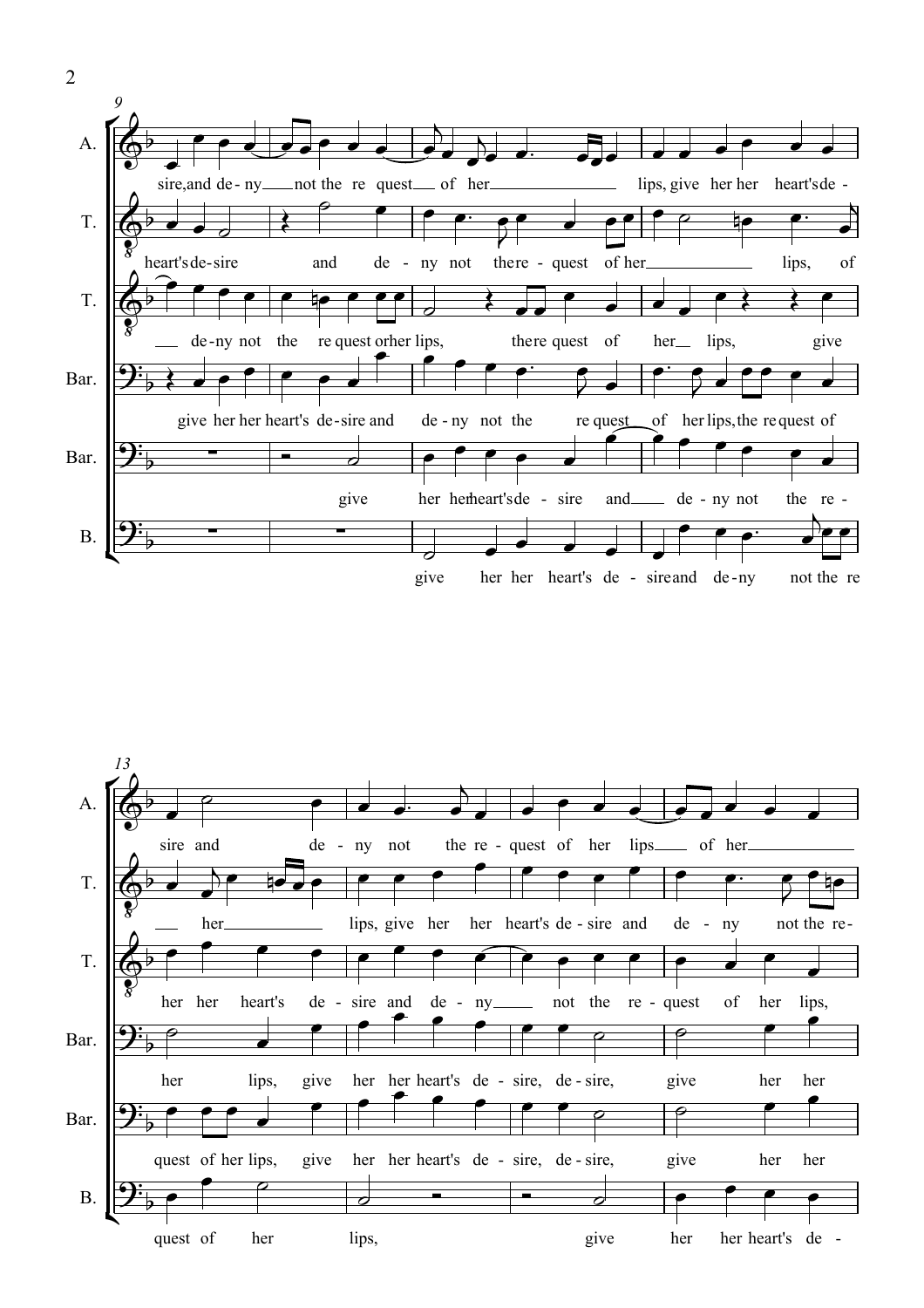**9**

A.: sire, and de - ny not the re quest of her lips, give her her heart's de -

T.: heart's de-sire and de - ny not the re - quest of her lips, of

T.: de - ny not the re quest or her lips, the re quest of her lips, give

Bar.: give her her heart's de - sire and de - ny not the re quest of her lips, the re quest of

Bar.: give her her heart's de - sire and de - ny not the re -

B.: give her her heart's de - sire and de - ny not the re

**13**

A.: sire and de - ny not the re - quest of her lips of her

T.: her lips, give her her heart's de - sire and de - ny not the re-

T.: her her heart's de - sire and de - ny not the re - quest of her lips,

Bar.: her lips, give her her heart's de - sire, de - sire, give her her

Bar.: quest of her lips, give her her heart's de - sire, de - sire, give her her

B.: quest of her lips, give her her heart's de -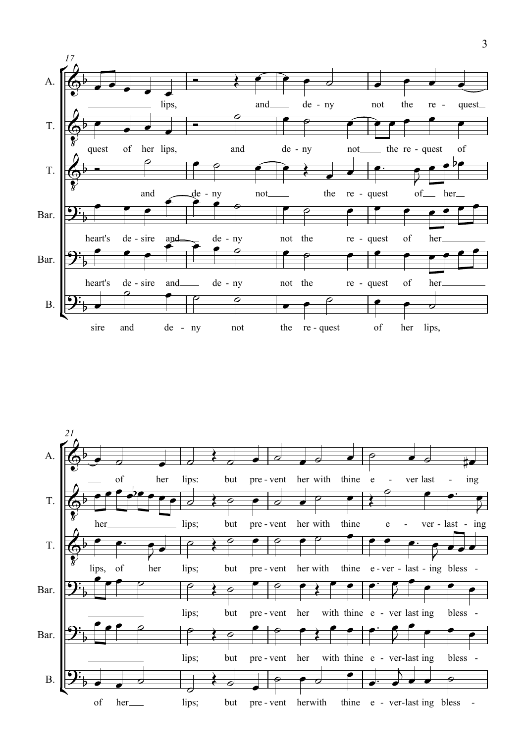17

A. lips, and de - ny not the re - quest of her lips: but pre - vent her with thine e - ver last - ing

T. quest of her lips, and de - ny not the re - quest of her lips; but pre - vent her with thine e - ver - last - ing

T. and de - ny not the re - quest of her lips, of her lips; but pre - vent her with thine e - ver - last - ing bless -

Bar. heart's de - sire and de - ny not the re - quest of her lips; but pre - vent her with thine e - ver last ing bless -

Bar. heart's de - sire and de - ny not the re - quest of her lips; but pre - vent her with thine e - ver-last ing bless -

B. sire and de - ny not the re - quest of her lips, of her lips; but pre - vent herwith thine e - ver-last ing bless -

21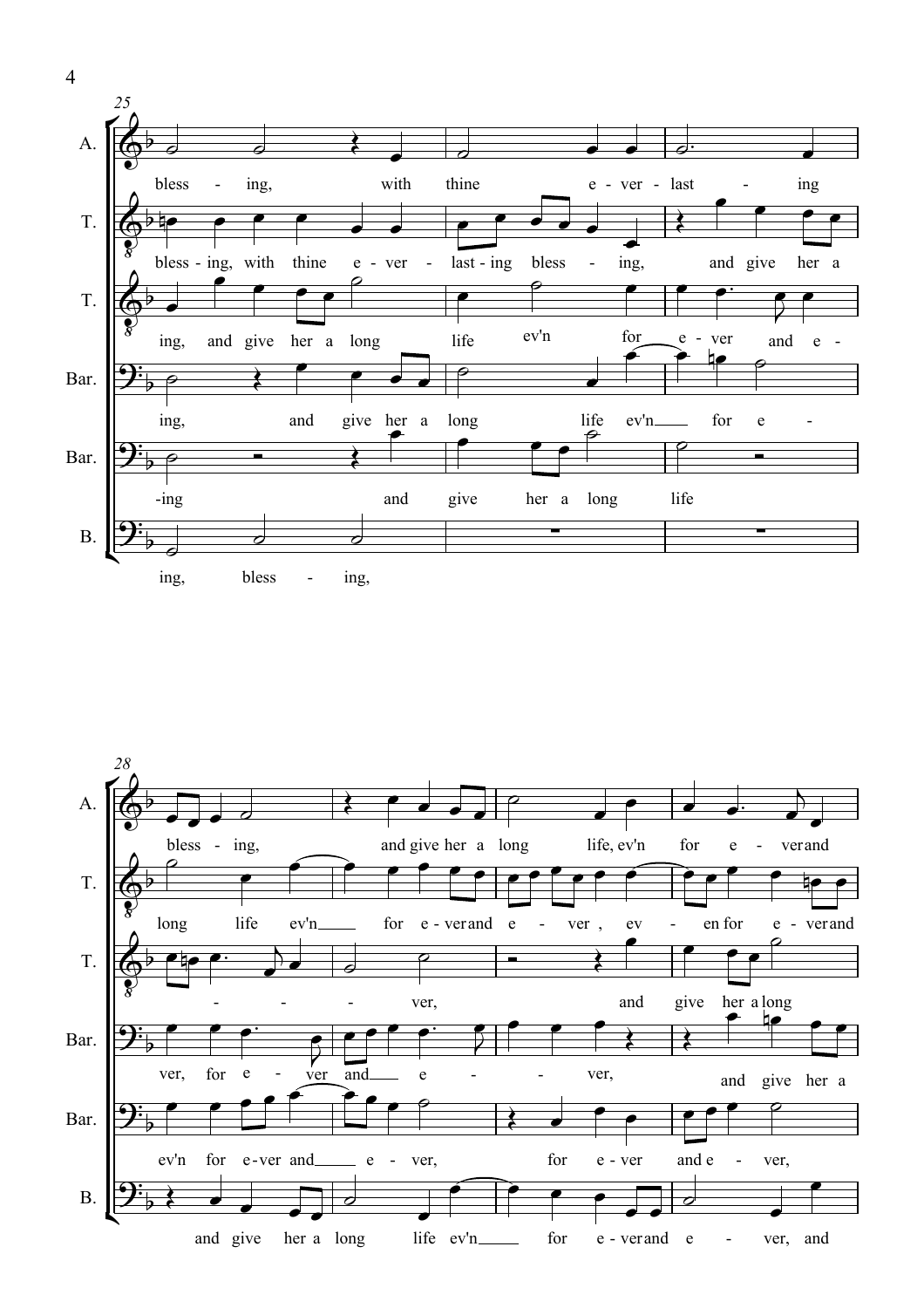25

A. bless - ing, with thine e - ver - last - ing

T. bless - ing, with thine e - ver - last - ing bless - ing, and give her a

T. ing, and give her a long life ev'n for e - ver and e -

Bar. ing, and give her a long life ev'n for e -

Bar. -ing and give her a long life

B. ing, bless - ing,

28

A. bless - ing, and give her a long life, ev'n for e - ver and

T. long life ev'n for e - ver and e - ver, ev - en for e - ver and

T. - - - ver, and give her a long

Bar. ver, for e - ver and e - - ver, and give her a

Bar. ev'n for e - ver and e - ver, for e - ver and e - ver,

B. and give her a long life ev'n for e - ver and e - ver, and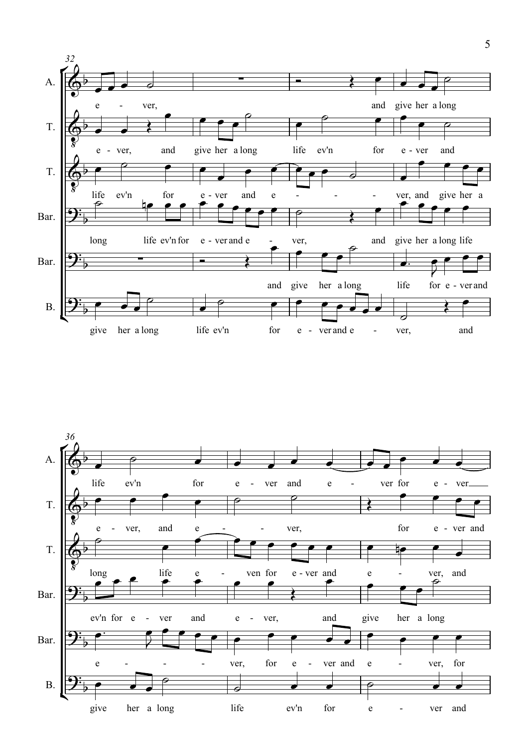32

A. e - ver, and give her a long

T. e - ver, and give her a long life ev'n for e - ver and

T. life ev'n for e - ver and e - - - ver, and give her a

Bar. long life ev'n for e - ver and e - ver, and give her a long life

Bar. and give her a long life for e - ver and

B. give her a long life ev'n for e - ver and e - ver, and

36

A. life ev'n for e - ver and e - ver for e - ver

T. e - ver, and e - - ver, for e - ver and

T. long life e - ven for e - ver and e - ver, and

Bar. ev'n for e - ver and e - ver, and give her a long

Bar. e - - - ver, for e - ver and e - ver, for

B. give her a long life ev'n for e - ver and